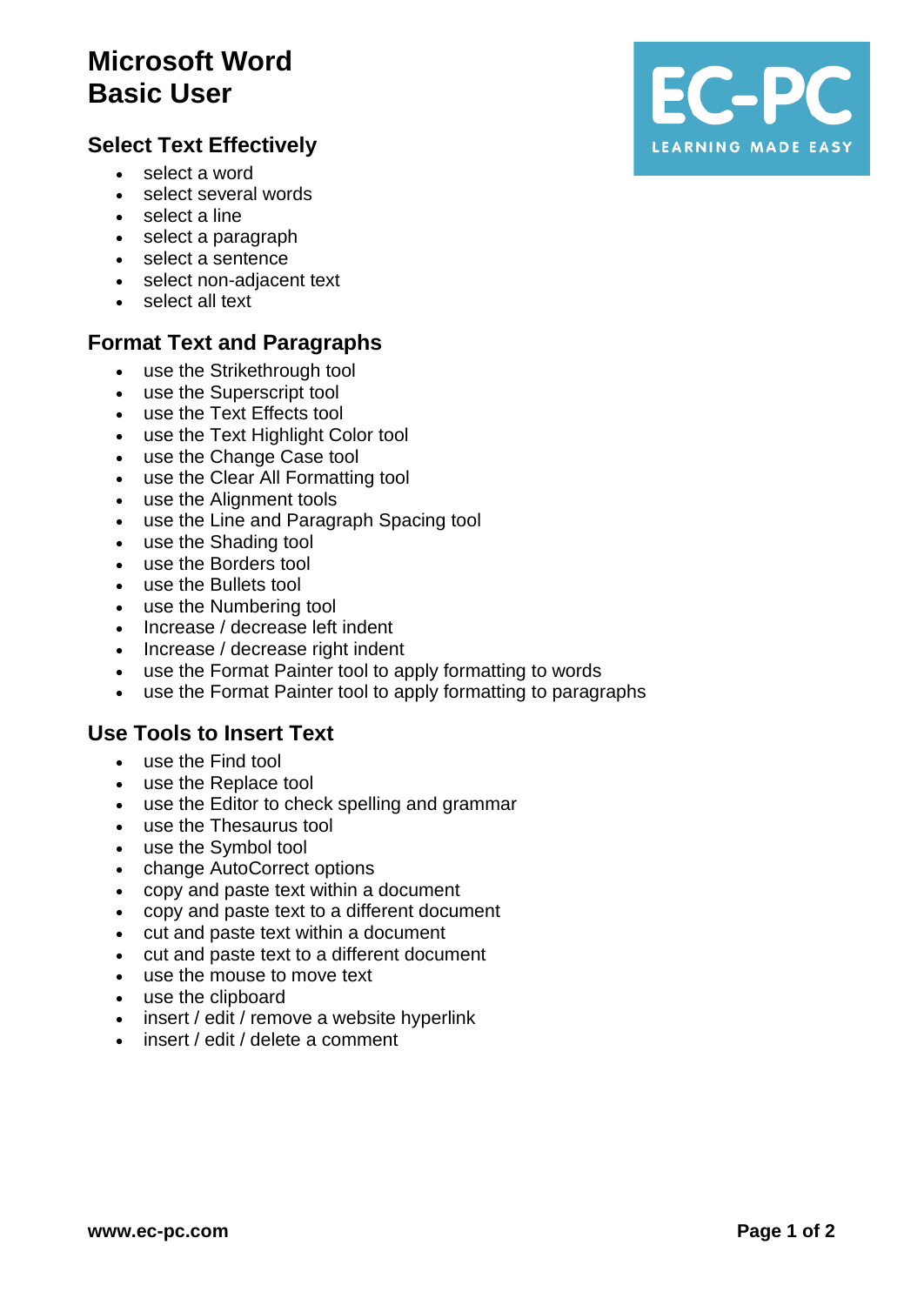# Microsoft Word
# Basic User

EC-PC LEARNING MADE EASY

## Select Text Effectively

- select a word
- select several words
- select a line
- select a paragraph
- select a sentence
- select non-adjacent text
- select all text

## Format Text and Paragraphs

- use the Strikethrough tool
- use the Superscript tool
- use the Text Effects tool
- use the Text Highlight Color tool
- use the Change Case tool
- use the Clear All Formatting tool
- use the Alignment tools
- use the Line and Paragraph Spacing tool
- use the Shading tool
- use the Borders tool
- use the Bullets tool
- use the Numbering tool
- Increase / decrease left indent
- Increase / decrease right indent
- use the Format Painter tool to apply formatting to words
- use the Format Painter tool to apply formatting to paragraphs

## Use Tools to Insert Text

- use the Find tool
- use the Replace tool
- use the Editor to check spelling and grammar
- use the Thesaurus tool
- use the Symbol tool
- change AutoCorrect options
- copy and paste text within a document
- copy and paste text to a different document
- cut and paste text within a document
- cut and paste text to a different document
- use the mouse to move text
- use the clipboard
- insert / edit / remove a website hyperlink
- insert / edit / delete a comment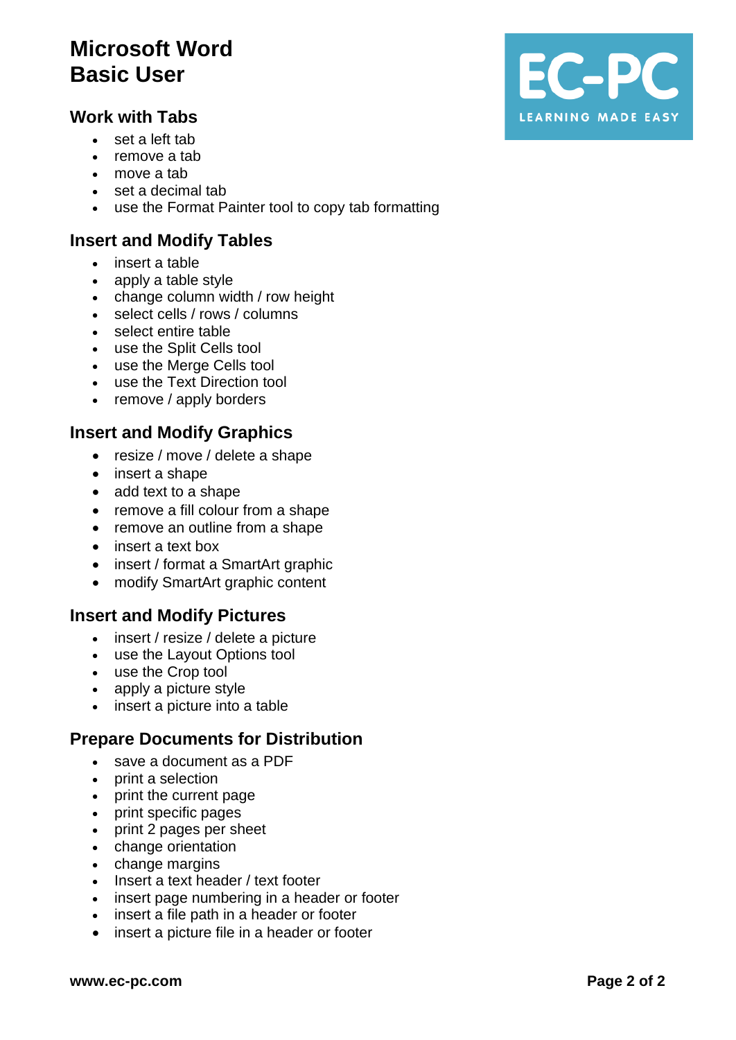# Microsoft Word
# Basic User

## Work with Tabs

- set a left tab
- remove a tab
- move a tab
- set a decimal tab
- use the Format Painter tool to copy tab formatting

## Insert and Modify Tables

- insert a table
- apply a table style
- change column width / row height
- select cells / rows / columns
- select entire table
- use the Split Cells tool
- use the Merge Cells tool
- use the Text Direction tool
- remove / apply borders

## Insert and Modify Graphics

- resize / move / delete a shape
- insert a shape
- add text to a shape
- remove a fill colour from a shape
- remove an outline from a shape
- insert a text box
- insert / format a SmartArt graphic
- modify SmartArt graphic content

## Insert and Modify Pictures

- insert / resize / delete a picture
- use the Layout Options tool
- use the Crop tool
- apply a picture style
- insert a picture into a table

## Prepare Documents for Distribution

- save a document as a PDF
- print a selection
- print the current page
- print specific pages
- print 2 pages per sheet
- change orientation
- change margins
- Insert a text header / text footer
- insert page numbering in a header or footer
- insert a file path in a header or footer
- insert a picture file in a header or footer